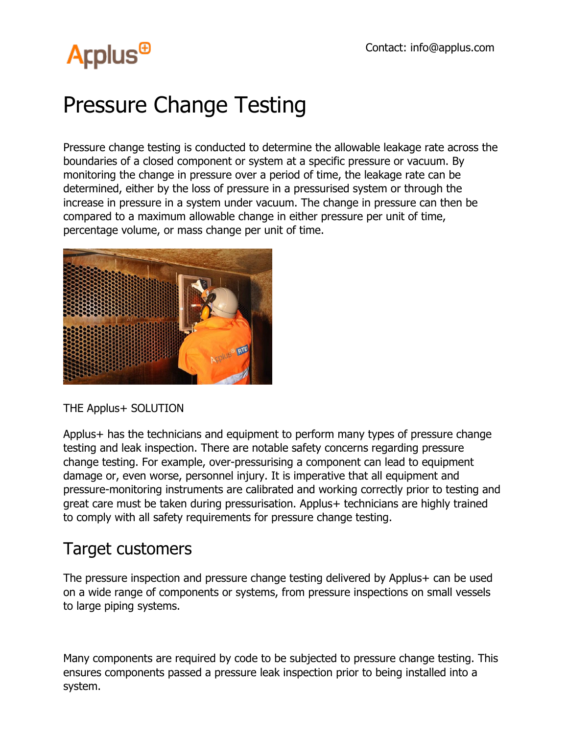Contact: info@applus.com

# Pressure Change Testing

Pressure change testing is conducted to determine the allowable leakage rate across the boundaries of a closed component or system at a specific pressure or vacuum. By monitoring the change in pressure over a period of time, the leakage rate can be determined, either by the loss of pressure in a pressurised system or through the increase in pressure in a system under vacuum. The change in pressure can then be compared to a maximum allowable change in either pressure per unit of time, percentage volume, or mass change per unit of time.

THE Applus+ SOLUTION

Applus+ has the technicians and equipment to perform many types of pressure change testing and leak inspection. There are notable safety concerns regarding pressure change testing. For example, over-pressurising a component can lead to equipment damage or, even worse, personnel injury. It is imperative that all equipment and pressure-monitoring instruments are calibrated and working correctly prior to testing and great care must be taken during pressurisation. Applus+ technicians are highly trained to comply with all safety requirements for pressure change testing.

## Target customers

The pressure inspection and pressure change testing delivered by Applus+ can be used on a wide range of components or systems, from pressure inspections on small vessels to large piping systems.

Many components are required by code to be subjected to pressure change testing. This ensures components passed a pressure leak inspection prior to being installed into a system.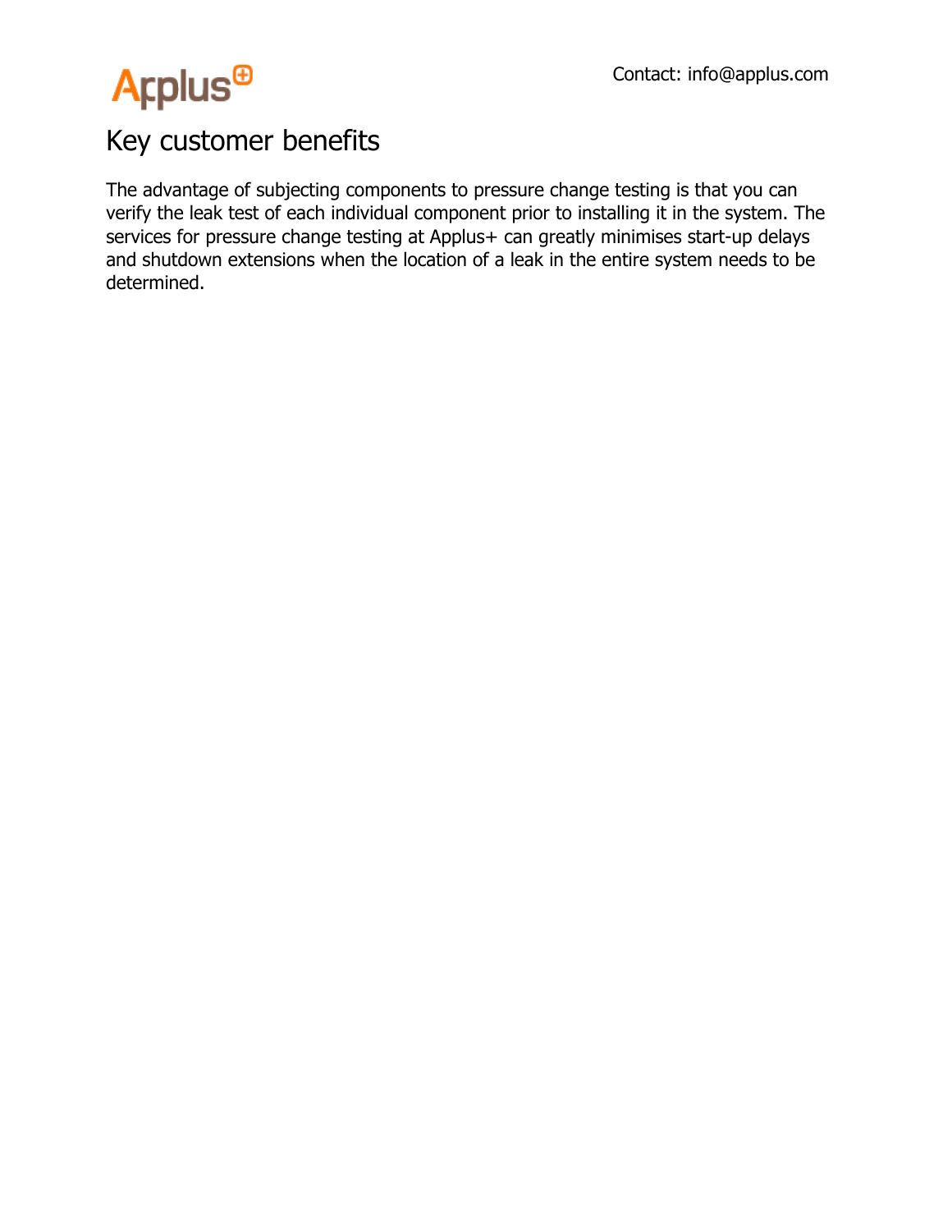## Key customer benefits

The advantage of subjecting components to pressure change testing is that you can verify the leak test of each individual component prior to installing it in the system. The services for pressure change testing at Applus+ can greatly minimises start-up delays and shutdown extensions when the location of a leak in the entire system needs to be determined.